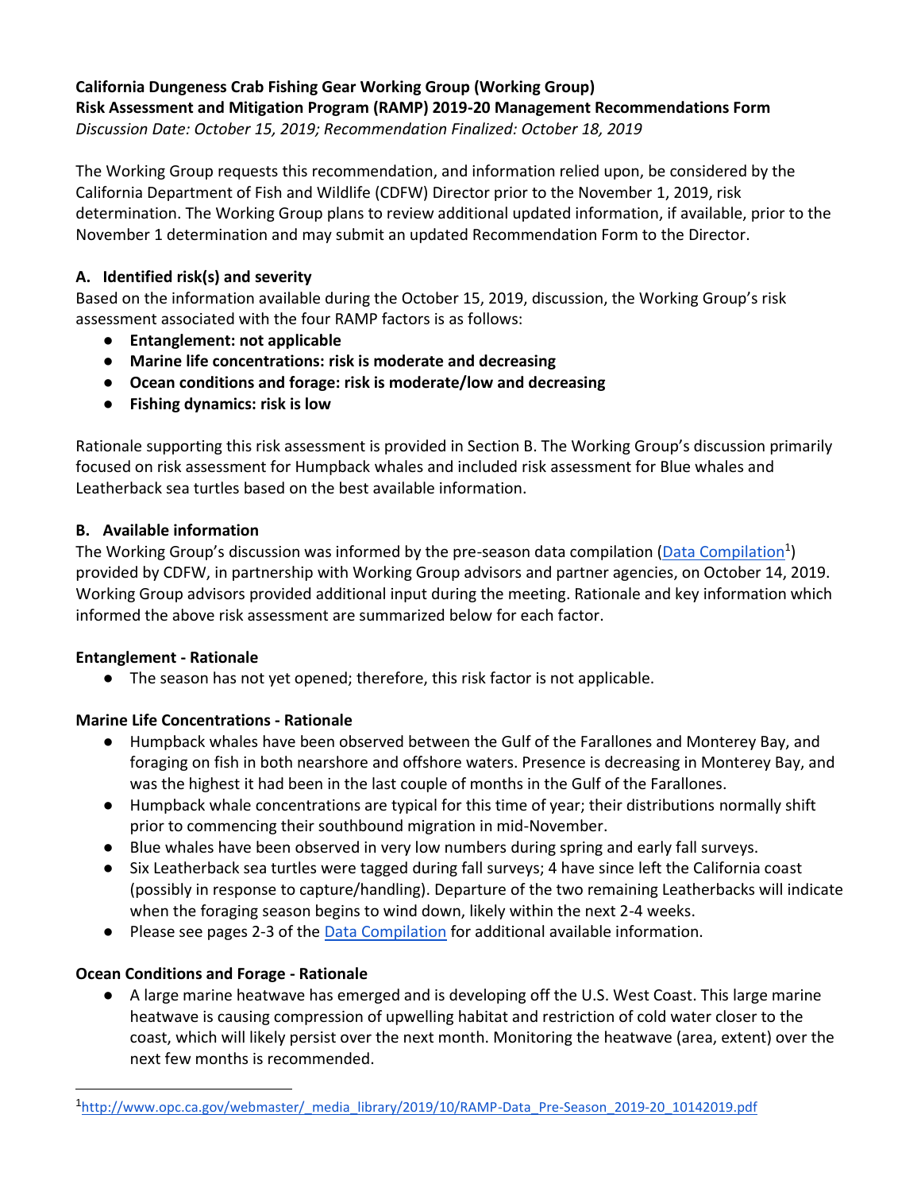**California Dungeness Crab Fishing Gear Working Group (Working Group)**
**Risk Assessment and Mitigation Program (RAMP) 2019-20 Management Recommendations Form**
*Discussion Date: October 15, 2019; Recommendation Finalized: October 18, 2019*

The Working Group requests this recommendation, and information relied upon, be considered by the California Department of Fish and Wildlife (CDFW) Director prior to the November 1, 2019, risk determination. The Working Group plans to review additional updated information, if available, prior to the November 1 determination and may submit an updated Recommendation Form to the Director.

## A. Identified risk(s) and severity

Based on the information available during the October 15, 2019, discussion, the Working Group's risk assessment associated with the four RAMP factors is as follows:

- **Entanglement: not applicable**
- **Marine life concentrations: risk is moderate and decreasing**
- **Ocean conditions and forage: risk is moderate/low and decreasing**
- **Fishing dynamics: risk is low**

Rationale supporting this risk assessment is provided in Section B. The Working Group's discussion primarily focused on risk assessment for Humpback whales and included risk assessment for Blue whales and Leatherback sea turtles based on the best available information.

## B. Available information

The Working Group's discussion was informed by the pre-season data compilation (Data Compilation[1]) provided by CDFW, in partnership with Working Group advisors and partner agencies, on October 14, 2019. Working Group advisors provided additional input during the meeting. Rationale and key information which informed the above risk assessment are summarized below for each factor.

**Entanglement - Rationale**

- The season has not yet opened; therefore, this risk factor is not applicable.

**Marine Life Concentrations - Rationale**

- Humpback whales have been observed between the Gulf of the Farallones and Monterey Bay, and foraging on fish in both nearshore and offshore waters. Presence is decreasing in Monterey Bay, and was the highest it had been in the last couple of months in the Gulf of the Farallones.
- Humpback whale concentrations are typical for this time of year; their distributions normally shift prior to commencing their southbound migration in mid-November.
- Blue whales have been observed in very low numbers during spring and early fall surveys.
- Six Leatherback sea turtles were tagged during fall surveys; 4 have since left the California coast (possibly in response to capture/handling). Departure of the two remaining Leatherbacks will indicate when the foraging season begins to wind down, likely within the next 2-4 weeks.
- Please see pages 2-3 of the Data Compilation for additional available information.

**Ocean Conditions and Forage - Rationale**

- A large marine heatwave has emerged and is developing off the U.S. West Coast. This large marine heatwave is causing compression of upwelling habitat and restriction of cold water closer to the coast, which will likely persist over the next month. Monitoring the heatwave (area, extent) over the next few months is recommended.

---

[1] http://www.opc.ca.gov/webmaster/_media_library/2019/10/RAMP-Data_Pre-Season_2019-20_10142019.pdf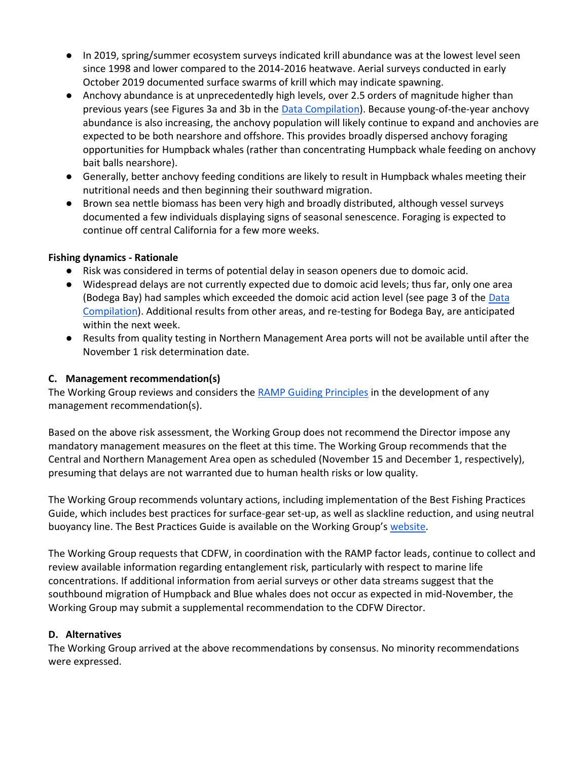- In 2019, spring/summer ecosystem surveys indicated krill abundance was at the lowest level seen since 1998 and lower compared to the 2014-2016 heatwave. Aerial surveys conducted in early October 2019 documented surface swarms of krill which may indicate spawning.
- Anchovy abundance is at unprecedentedly high levels, over 2.5 orders of magnitude higher than previous years (see Figures 3a and 3b in the Data Compilation). Because young-of-the-year anchovy abundance is also increasing, the anchovy population will likely continue to expand and anchovies are expected to be both nearshore and offshore. This provides broadly dispersed anchovy foraging opportunities for Humpback whales (rather than concentrating Humpback whale feeding on anchovy bait balls nearshore).
- Generally, better anchovy feeding conditions are likely to result in Humpback whales meeting their nutritional needs and then beginning their southward migration.
- Brown sea nettle biomass has been very high and broadly distributed, although vessel surveys documented a few individuals displaying signs of seasonal senescence. Foraging is expected to continue off central California for a few more weeks.

**Fishing dynamics - Rationale**

- Risk was considered in terms of potential delay in season openers due to domoic acid.
- Widespread delays are not currently expected due to domoic acid levels; thus far, only one area (Bodega Bay) had samples which exceeded the domoic acid action level (see page 3 of the Data Compilation). Additional results from other areas, and re-testing for Bodega Bay, are anticipated within the next week.
- Results from quality testing in Northern Management Area ports will not be available until after the November 1 risk determination date.

### C. Management recommendation(s)

The Working Group reviews and considers the RAMP Guiding Principles in the development of any management recommendation(s).

Based on the above risk assessment, the Working Group does not recommend the Director impose any mandatory management measures on the fleet at this time. The Working Group recommends that the Central and Northern Management Area open as scheduled (November 15 and December 1, respectively), presuming that delays are not warranted due to human health risks or low quality.

The Working Group recommends voluntary actions, including implementation of the Best Fishing Practices Guide, which includes best practices for surface-gear set-up, as well as slackline reduction, and using neutral buoyancy line. The Best Practices Guide is available on the Working Group's website.

The Working Group requests that CDFW, in coordination with the RAMP factor leads, continue to collect and review available information regarding entanglement risk, particularly with respect to marine life concentrations. If additional information from aerial surveys or other data streams suggest that the southbound migration of Humpback and Blue whales does not occur as expected in mid-November, the Working Group may submit a supplemental recommendation to the CDFW Director.

### D. Alternatives

The Working Group arrived at the above recommendations by consensus. No minority recommendations were expressed.